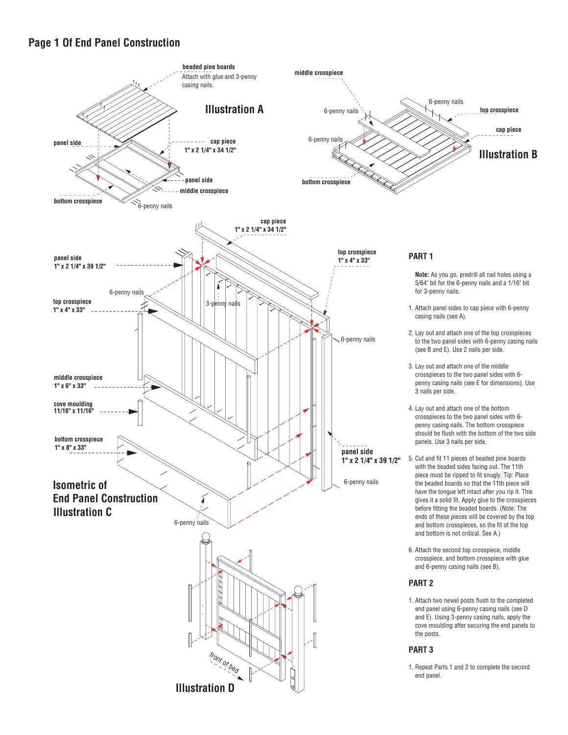# Page 1 Of End Panel Construction

## PART 1

**Note:** As you go, predrill all nail holes using a 5/64" bit for the 6-penny nails and a 1/16" bit for 3-penny nails.

1. Attach panel sides to cap piece with 6-penny casing nails (see A).
2. Lay out and attach one of the top crosspieces to the two panel sides with 6-penny casing nails (see B and E). Use 2 nails per side.
3. Lay out and attach one of the middle crosspieces to the two panel sides with 6-penny casing nails (see E for dimensions). Use 3 nails per side.
4. Lay out and attach one of the bottom crosspieces to the two panel sides with 6-penny casing nails. The bottom crosspiece should be flush with the bottom of the two side panels. Use 3 nails per side.
5. Cut and fit 11 pieces of beaded pine boards with the beaded sides facing out. The 11th piece must be ripped to fit snugly. Tip: Place the beaded boards so that the 11th piece will have the tongue left intact after you rip it. This gives it a solid fit. Apply glue to the crosspieces before fitting the beaded boards. (Note: The ends of these pieces will be covered by the top and bottom crosspieces, so the fit of the top and bottom is not critical. See A.)
6. Attach the second top crosspiece, middle crosspiece, and bottom crosspiece with glue and 6-penny casing nails (see B).

## PART 2

1. Attach two newel posts flush to the completed end panel using 6-penny casing nails (see D and E). Using 3-penny casing nails, apply the cove moulding after securing the end panels to the posts.

## PART 3

1. Repeat Parts 1 and 2 to complete the second end panel.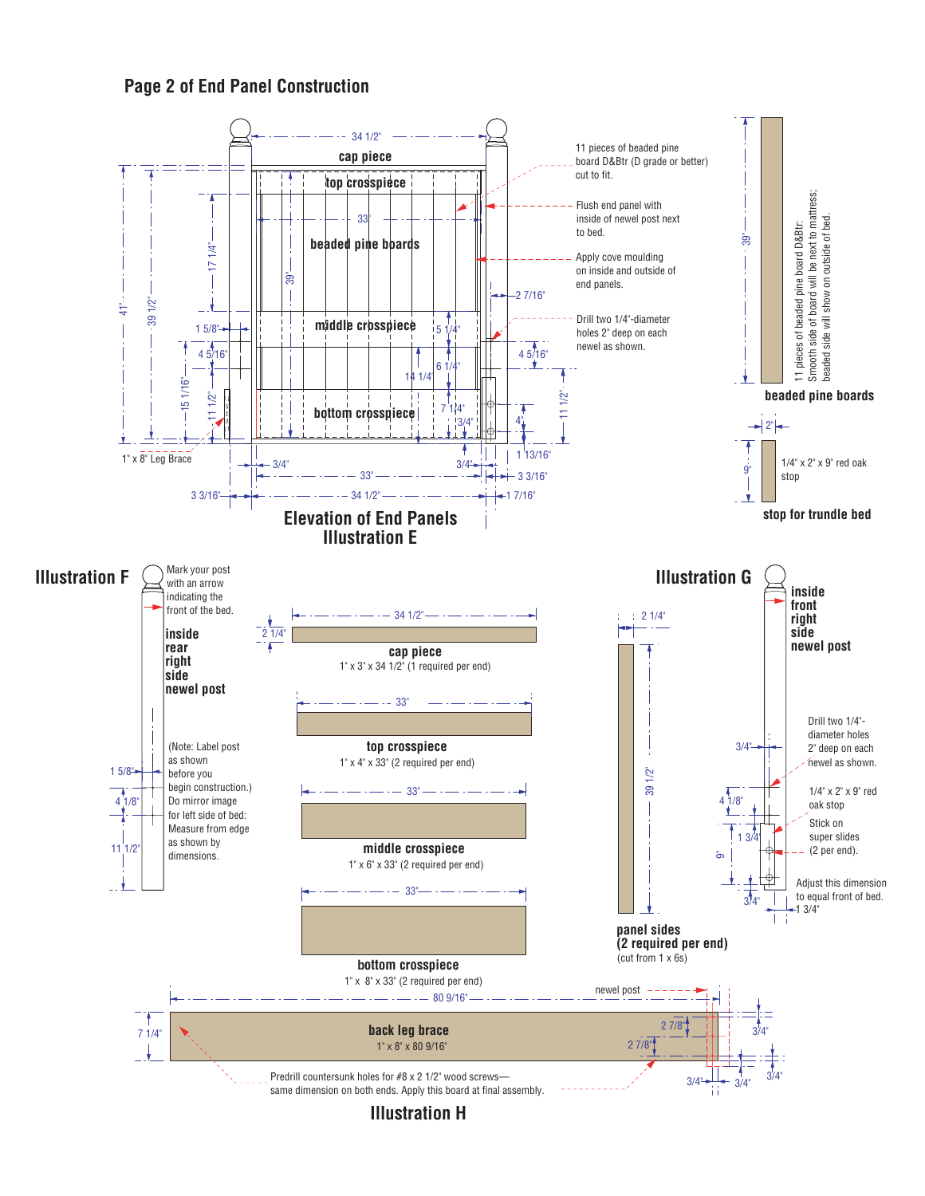# Page 2 of End Panel Construction

## Elevation of End Panels Illustration E

cap piece

top crosspiece

beaded pine boards

middle crosspiece

bottom crosspiece

34 1/2"

33"

39"

41"

39 1/2"

17 1/4"

1 5/8"

4 5/16"

15 1/16"

11 1/2"

5 1/4"

6 1/4"

14 1/4"

7 1/4"

3/4"

4"

2 7/16"

4 5/16"

11 1/2"

1 13/16"

3/4"

3/4"

33"

3 3/16"

3 3/16"

34 1/2"

1 7/16"

1" x 8" Leg Brace

11 pieces of beaded pine board D&Btr (D grade or better) cut to fit.

Flush end panel with inside of newel post next to bed.

Apply cove moulding on inside and outside of end panels.

Drill two 1/4"-diameter holes 2" deep on each newel as shown.

### beaded pine boards

39"

11 pieces of beaded pine board D&Btr; Smooth side of board will be next to mattress; beaded side will show on outside of bed.

### stop for trundle bed

2"

9"

1/4" x 2" x 9" red oak stop

## Illustration F

Mark your post with an arrow indicating the front of the bed.

**inside rear right side newel post**

(Note: Label post as shown before you begin construction.) Do mirror image for left side of bed: Measure from edge as shown by dimensions.

1 5/8"

4 1/8"

11 1/2"

**cap piece**
1" x 3" x 34 1/2" (1 required per end)
34 1/2" · 2 1/4"

**top crosspiece**
1" x 4" x 33" (2 required per end)
33"

**middle crosspiece**
1" x 6" x 33" (2 required per end)
33"

**bottom crosspiece**
1" x 8" x 33" (2 required per end)
33"

## Illustration G

**panel sides (2 required per end)**
(cut from 1 x 6s)
2 1/4" · 39 1/2"

**inside front right side newel post**

Drill two 1/4"-diameter holes 2" deep on each newel as shown.

1/4" x 2" x 9" red oak stop

Stick on super slides (2 per end).

Adjust this dimension to equal front of bed.

3/4"

4 1/8"

1 3/4"

9"

3/4"

1 3/4"

## Illustration H

**back leg brace**
1" x 8" x 80 9/16"

80 9/16"

7 1/4"

newel post

2 7/8"

2 7/8"

3/4"

3/4"

3/4"

3/4"

Predrill countersunk holes for #8 x 2 1/2" wood screws—same dimension on both ends. Apply this board at final assembly.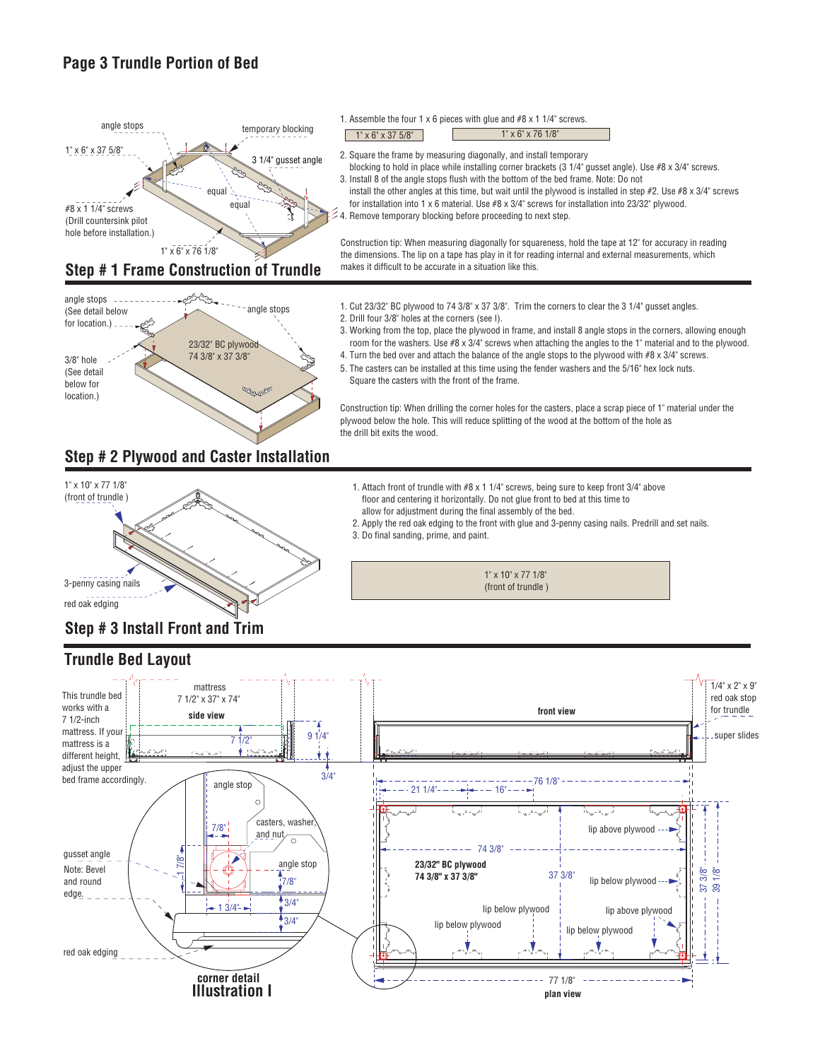# Page 3 Trundle Portion of Bed

angle stops

temporary blocking

1" x 6" x 37 5/8"

3 1/4" gusset angle

equal

equal

#8 x 1 1/4" screws (Drill countersink pilot hole before installation.)

1" x 6" x 76 1/8"

## Step # 1 Frame Construction of Trundle

1. Assemble the four 1 x 6 pieces with glue and #8 x 1 1/4" screws.

| 1" x 6" x 37 5/8" | 1" x 6" x 76 1/8" |
|---|---|

2. Square the frame by measuring diagonally, and install temporary blocking to hold in place while installing corner brackets (3 1/4" gusset angle). Use #8 x 3/4" screws.
3. Install 8 of the angle stops flush with the bottom of the bed frame. Note: Do not install the other angles at this time, but wait until the plywood is installed in step #2. Use #8 x 3/4" screws for installation into 1 x 6 material. Use #8 x 3/4" screws for installation into 23/32" plywood.
4. Remove temporary blocking before proceeding to next step.

Construction tip: When measuring diagonally for squareness, hold the tape at 12" for accuracy in reading the dimensions. The lip on a tape has play in it for reading internal and external measurements, which makes it difficult to be accurate in a situation like this.

angle stops (See detail below for location.)

angle stops

23/32" BC plywood 74 3/8" x 37 3/8"

3/8" hole (See detail below for location.)

## Step # 2 Plywood and Caster Installation

1. Cut 23/32" BC plywood to 74 3/8" x 37 3/8". Trim the corners to clear the 3 1/4" gusset angles.
2. Drill four 3/8" holes at the corners (see I).
3. Working from the top, place the plywood in frame, and install 8 angle stops in the corners, allowing enough room for the washers. Use #8 x 3/4" screws when attaching the angles to the 1" material and to the plywood.
4. Turn the bed over and attach the balance of the angle stops to the plywood with #8 x 3/4" screws.
5. The casters can be installed at this time using the fender washers and the 5/16" hex lock nuts. Square the casters with the front of the frame.

Construction tip: When drilling the corner holes for the casters, place a scrap piece of 1" material under the plywood below the hole. This will reduce splitting of the wood at the bottom of the hole as the drill bit exits the wood.

1" x 10" x 77 1/8" (front of trundle )

3-penny casing nails

red oak edging

## Step # 3 Install Front and Trim

1. Attach front of trundle with #8 x 1 1/4" screws, being sure to keep front 3/4" above floor and centering it horizontally. Do not glue front to bed at this time to allow for adjustment during the final assembly of the bed.
2. Apply the red oak edging to the front with glue and 3-penny casing nails. Predrill and set nails.
3. Do final sanding, prime, and paint.

| 1" x 10" x 77 1/8" (front of trundle ) |
|---|

## Trundle Bed Layout

This trundle bed works with a 7 1/2-inch mattress. If your mattress is a different height, adjust the upper bed frame accordingly.

mattress 7 1/2" x 37" x 74"

**side view**

7 1/2"

9 1/4"

3/4"

**front view**

1/4" x 2" x 9" red oak stop for trundle

super slides

angle stop

7/8"

casters, washer, and nut

1 7/8"

angle stop

7/8"

1 3/4"

3/4"

3/4"

gusset angle

Note: Bevel and round edge.

red oak edging

**corner detail**

**Illustration I**

21 1/4"

16"

76 1/8"

74 3/8"

**23/32" BC plywood 74 3/8" x 37 3/8"**

37 3/8"

lip above plywood

lip below plywood

lip below plywood

lip above plywood

lip below plywood

lip below plywood

37 3/8"

39 1/8"

77 1/8"

**plan view**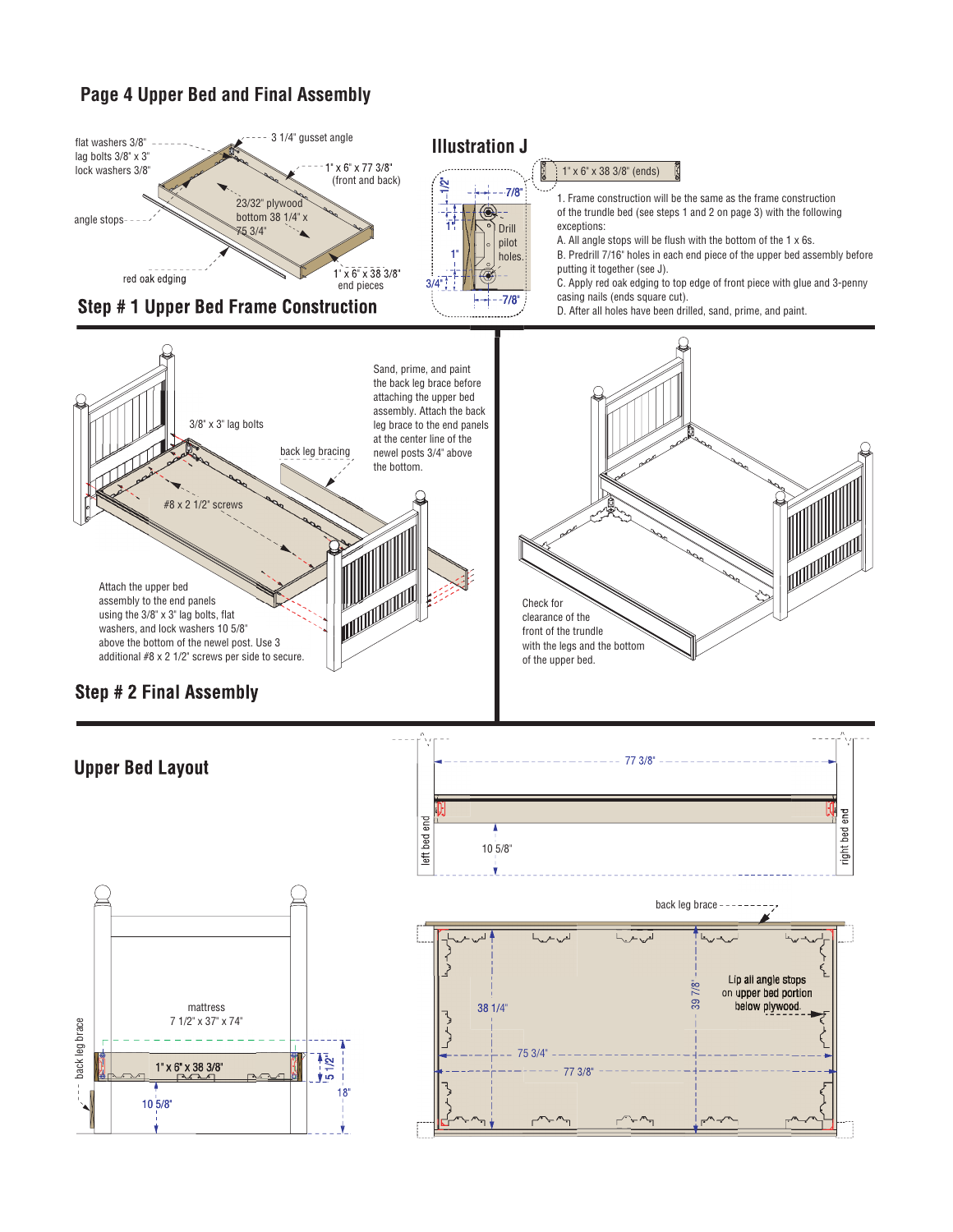## Page 4 Upper Bed and Final Assembly

flat washers 3/8"
lag bolts 3/8" x 3"
lock washers 3/8"

3 1/4" gusset angle

1" x 6" x 77 3/8"
(front and back)

23/32" plywood
bottom 38 1/4" x
75 3/4"

angle stops

red oak edging

1" x 6" x 38 3/8"
end pieces

### Step # 1 Upper Bed Frame Construction

### Illustration J

1/2"
7/8"
1"
Drill pilot holes.
1"
3/4"
7/8"

1" x 6" x 38 3/8" (ends)

1. Frame construction will be the same as the frame construction of the trundle bed (see steps 1 and 2 on page 3) with the following exceptions:
A. All angle stops will be flush with the bottom of the 1 x 6s.
B. Predrill 7/16" holes in each end piece of the upper bed assembly before putting it together (see J).
C. Apply red oak edging to top edge of front piece with glue and 3-penny casing nails (ends square cut).
D. After all holes have been drilled, sand, prime, and paint.

3/8" x 3" lag bolts

back leg bracing

Sand, prime, and paint the back leg brace before attaching the upper bed assembly. Attach the back leg brace to the end panels at the center line of the newel posts 3/4" above the bottom.

#8 x 2 1/2" screws

Attach the upper bed assembly to the end panels using the 3/8" x 3" lag bolts, flat washers, and lock washers 10 5/8" above the bottom of the newel post. Use 3 additional #8 x 2 1/2" screws per side to secure.

Check for clearance of the front of the trundle with the legs and the bottom of the upper bed.

### Step # 2 Final Assembly

### Upper Bed Layout

77 3/8"
left bed end
right bed end
10 5/8"

back leg brace
mattress
7 1/2" x 37" x 74"
1" x 6" x 38 3/8"
5 1/2"
18"
10 5/8"

back leg brace
38 1/4"
39 7/8"
Lip all angle stops on upper bed portion below plywood.
75 3/4"
77 3/8"